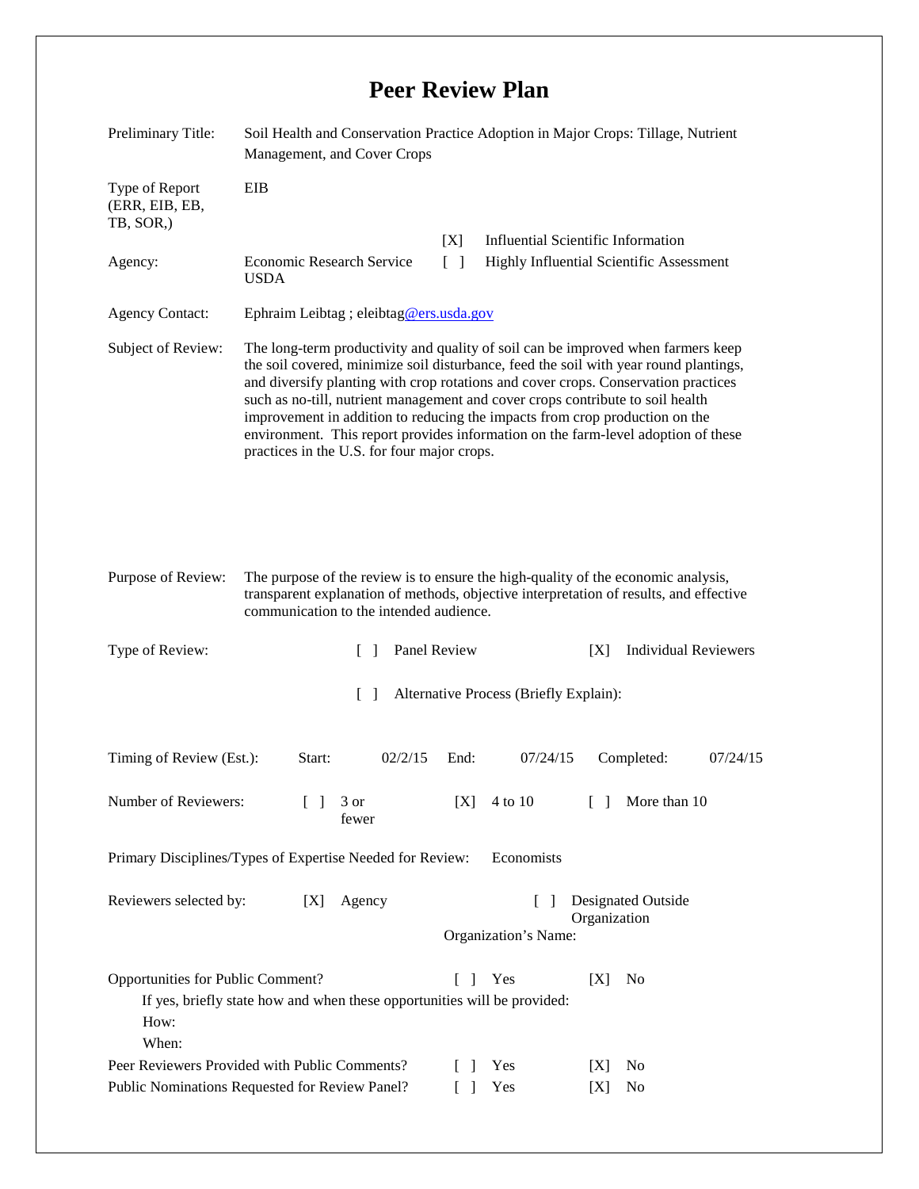# Peer Review Plan

| | |
|---|---|
| Preliminary Title: | Soil Health and Conservation Practice Adoption in Major Crops: Tillage, Nutrient Management, and Cover Crops |
| Type of Report (ERR, EIB, EB, TB, SOR,) | EIB |
| Agency: | Economic Research Service USDA |
| | [X] Influential Scientific Information |
| | [ ] Highly Influential Scientific Assessment |
| Agency Contact: | Ephraim Leibtag ; eleibtag@ers.usda.gov |
| Subject of Review: | The long-term productivity and quality of soil can be improved when farmers keep the soil covered, minimize soil disturbance, feed the soil with year round plantings, and diversify planting with crop rotations and cover crops. Conservation practices such as no-till, nutrient management and cover crops contribute to soil health improvement in addition to reducing the impacts from crop production on the environment. This report provides information on the farm-level adoption of these practices in the U.S. for four major crops. |
| Purpose of Review: | The purpose of the review is to ensure the high-quality of the economic analysis, transparent explanation of methods, objective interpretation of results, and effective communication to the intended audience. |

Type of Review: [ ] Panel Review [X] Individual Reviewers

[ ] Alternative Process (Briefly Explain):

Timing of Review (Est.): Start: 02/2/15 End: 07/24/15 Completed: 07/24/15

Number of Reviewers: [ ] 3 or fewer [X] 4 to 10 [ ] More than 10

Primary Disciplines/Types of Expertise Needed for Review: Economists

Reviewers selected by: [X] Agency [ ] Designated Outside Organization

Organization's Name:

Opportunities for Public Comment? [ ] Yes [X] No

If yes, briefly state how and when these opportunities will be provided:

How:

When:

Peer Reviewers Provided with Public Comments? [ ] Yes [X] No

Public Nominations Requested for Review Panel? [ ] Yes [X] No